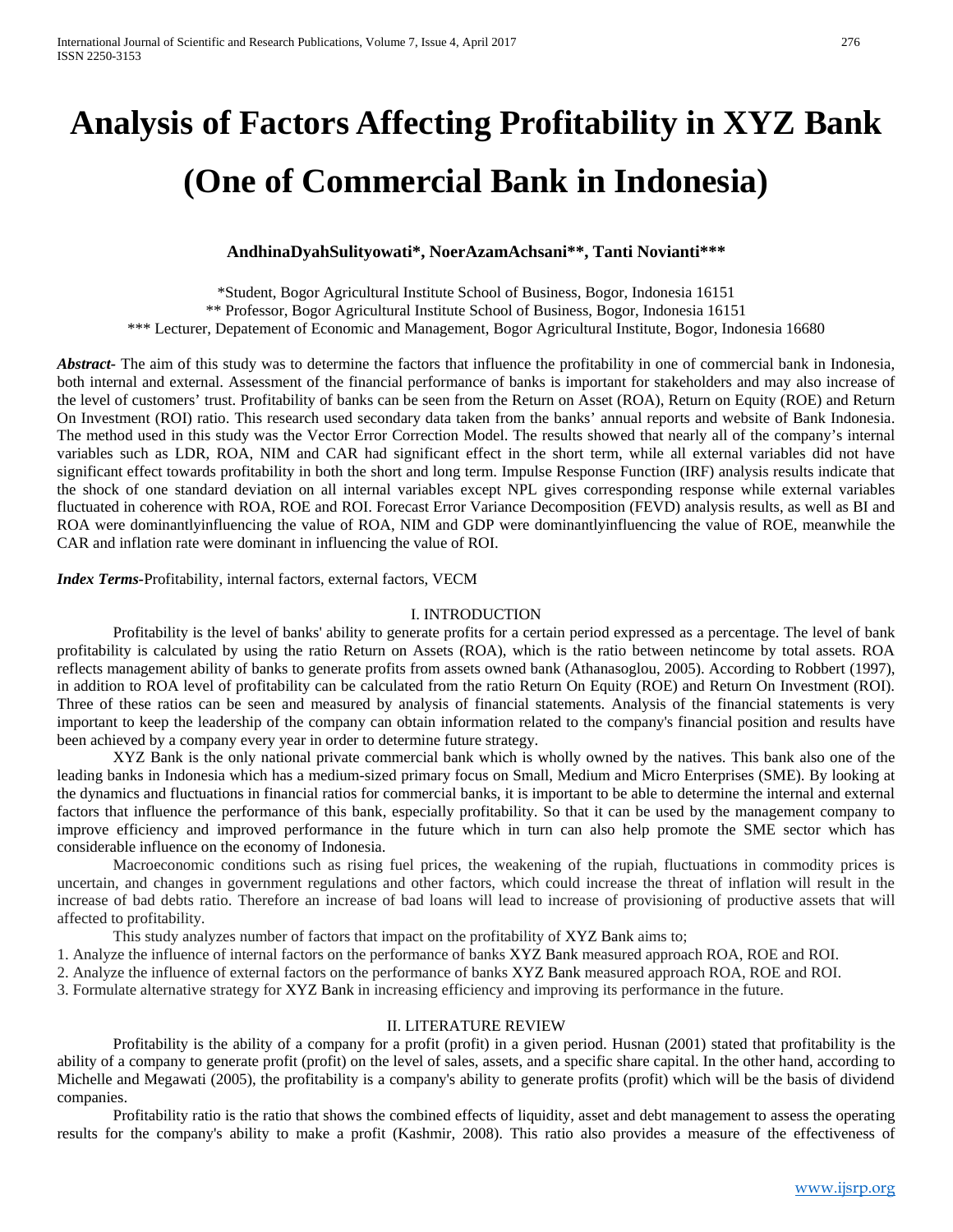# Analysis of Factors Affecting Profitability in XYZ Bank (One of Commercial Bank in Indonesia)

**AndhinaDyahSulityowati*, NoerAzamAchsani**, Tanti Novianti*****

*Student, Bogor Agricultural Institute School of Business, Bogor, Indonesia 16151
** Professor, Bogor Agricultural Institute School of Business, Bogor, Indonesia 16151
*** Lecturer, Depatement of Economic and Management, Bogor Agricultural Institute, Bogor, Indonesia 16680

***Abstract-*** The aim of this study was to determine the factors that influence the profitability in one of commercial bank in Indonesia, both internal and external. Assessment of the financial performance of banks is important for stakeholders and may also increase of the level of customers' trust. Profitability of banks can be seen from the Return on Asset (ROA), Return on Equity (ROE) and Return On Investment (ROI) ratio. This research used secondary data taken from the banks' annual reports and website of Bank Indonesia. The method used in this study was the Vector Error Correction Model. The results showed that nearly all of the company's internal variables such as LDR, ROA, NIM and CAR had significant effect in the short term, while all external variables did not have significant effect towards profitability in both the short and long term. Impulse Response Function (IRF) analysis results indicate that the shock of one standard deviation on all internal variables except NPL gives corresponding response while external variables fluctuated in coherence with ROA, ROE and ROI. Forecast Error Variance Decomposition (FEVD) analysis results, as well as BI and ROA were dominantlyinfluencing the value of ROA, NIM and GDP were dominantlyinfluencing the value of ROE, meanwhile the CAR and inflation rate were dominant in influencing the value of ROI.

***Index Terms-***Profitability, internal factors, external factors, VECM

## I. INTRODUCTION

Profitability is the level of banks' ability to generate profits for a certain period expressed as a percentage. The level of bank profitability is calculated by using the ratio Return on Assets (ROA), which is the ratio between netincome by total assets. ROA reflects management ability of banks to generate profits from assets owned bank (Athanasoglou, 2005). According to Robbert (1997), in addition to ROA level of profitability can be calculated from the ratio Return On Equity (ROE) and Return On Investment (ROI). Three of these ratios can be seen and measured by analysis of financial statements. Analysis of the financial statements is very important to keep the leadership of the company can obtain information related to the company's financial position and results have been achieved by a company every year in order to determine future strategy.

XYZ Bank is the only national private commercial bank which is wholly owned by the natives. This bank also one of the leading banks in Indonesia which has a medium-sized primary focus on Small, Medium and Micro Enterprises (SME). By looking at the dynamics and fluctuations in financial ratios for commercial banks, it is important to be able to determine the internal and external factors that influence the performance of this bank, especially profitability. So that it can be used by the management company to improve efficiency and improved performance in the future which in turn can also help promote the SME sector which has considerable influence on the economy of Indonesia.

Macroeconomic conditions such as rising fuel prices, the weakening of the rupiah, fluctuations in commodity prices is uncertain, and changes in government regulations and other factors, which could increase the threat of inflation will result in the increase of bad debts ratio. Therefore an increase of bad loans will lead to increase of provisioning of productive assets that will affected to profitability.

This study analyzes number of factors that impact on the profitability of XYZ Bank aims to;

1. Analyze the influence of internal factors on the performance of banks XYZ Bank measured approach ROA, ROE and ROI.
2. Analyze the influence of external factors on the performance of banks XYZ Bank measured approach ROA, ROE and ROI.
3. Formulate alternative strategy for XYZ Bank in increasing efficiency and improving its performance in the future.

## II. LITERATURE REVIEW

Profitability is the ability of a company for a profit (profit) in a given period. Husnan (2001) stated that profitability is the ability of a company to generate profit (profit) on the level of sales, assets, and a specific share capital. In the other hand, according to Michelle and Megawati (2005), the profitability is a company's ability to generate profits (profit) which will be the basis of dividend companies.

Profitability ratio is the ratio that shows the combined effects of liquidity, asset and debt management to assess the operating results for the company's ability to make a profit (Kashmir, 2008). This ratio also provides a measure of the effectiveness of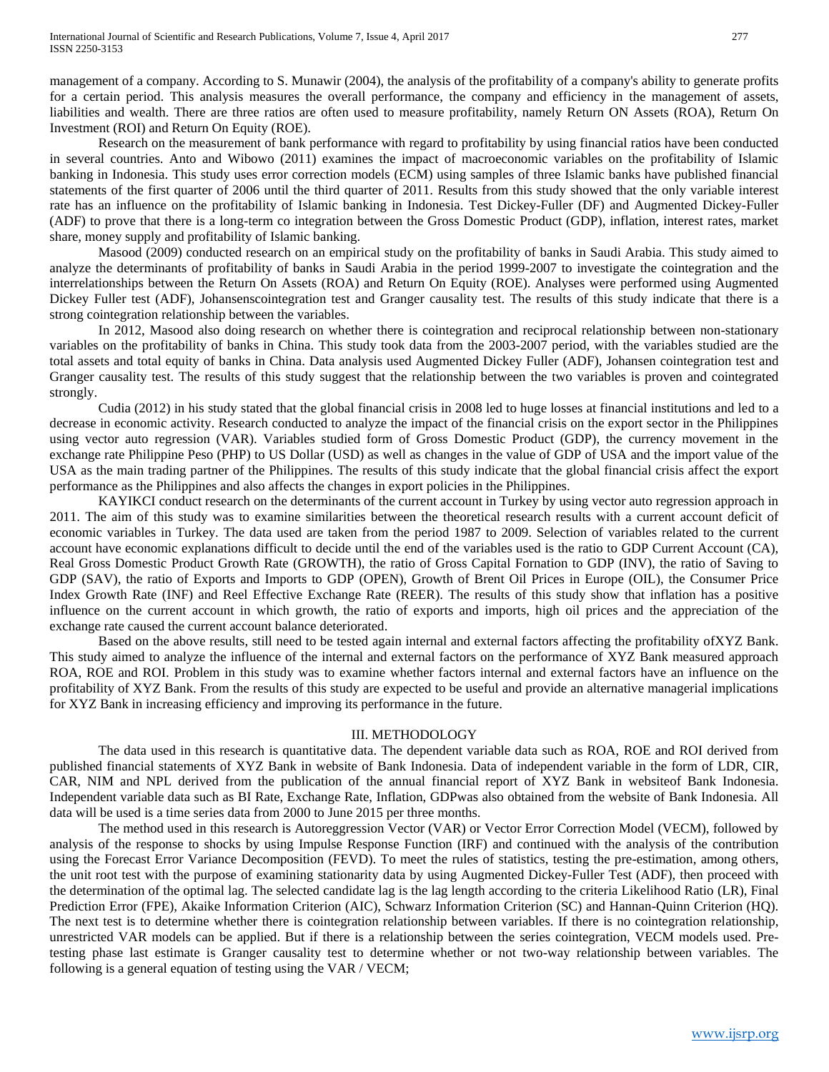management of a company. According to S. Munawir (2004), the analysis of the profitability of a company's ability to generate profits for a certain period. This analysis measures the overall performance, the company and efficiency in the management of assets, liabilities and wealth. There are three ratios are often used to measure profitability, namely Return ON Assets (ROA), Return On Investment (ROI) and Return On Equity (ROE).

Research on the measurement of bank performance with regard to profitability by using financial ratios have been conducted in several countries. Anto and Wibowo (2011) examines the impact of macroeconomic variables on the profitability of Islamic banking in Indonesia. This study uses error correction models (ECM) using samples of three Islamic banks have published financial statements of the first quarter of 2006 until the third quarter of 2011. Results from this study showed that the only variable interest rate has an influence on the profitability of Islamic banking in Indonesia. Test Dickey-Fuller (DF) and Augmented Dickey-Fuller (ADF) to prove that there is a long-term co integration between the Gross Domestic Product (GDP), inflation, interest rates, market share, money supply and profitability of Islamic banking.

Masood (2009) conducted research on an empirical study on the profitability of banks in Saudi Arabia. This study aimed to analyze the determinants of profitability of banks in Saudi Arabia in the period 1999-2007 to investigate the cointegration and the interrelationships between the Return On Assets (ROA) and Return On Equity (ROE). Analyses were performed using Augmented Dickey Fuller test (ADF), Johansenscointegration test and Granger causality test. The results of this study indicate that there is a strong cointegration relationship between the variables.

In 2012, Masood also doing research on whether there is cointegration and reciprocal relationship between non-stationary variables on the profitability of banks in China. This study took data from the 2003-2007 period, with the variables studied are the total assets and total equity of banks in China. Data analysis used Augmented Dickey Fuller (ADF), Johansen cointegration test and Granger causality test. The results of this study suggest that the relationship between the two variables is proven and cointegrated strongly.

Cudia (2012) in his study stated that the global financial crisis in 2008 led to huge losses at financial institutions and led to a decrease in economic activity. Research conducted to analyze the impact of the financial crisis on the export sector in the Philippines using vector auto regression (VAR). Variables studied form of Gross Domestic Product (GDP), the currency movement in the exchange rate Philippine Peso (PHP) to US Dollar (USD) as well as changes in the value of GDP of USA and the import value of the USA as the main trading partner of the Philippines. The results of this study indicate that the global financial crisis affect the export performance as the Philippines and also affects the changes in export policies in the Philippines.

KAYIKCI conduct research on the determinants of the current account in Turkey by using vector auto regression approach in 2011. The aim of this study was to examine similarities between the theoretical research results with a current account deficit of economic variables in Turkey. The data used are taken from the period 1987 to 2009. Selection of variables related to the current account have economic explanations difficult to decide until the end of the variables used is the ratio to GDP Current Account (CA), Real Gross Domestic Product Growth Rate (GROWTH), the ratio of Gross Capital Fornation to GDP (INV), the ratio of Saving to GDP (SAV), the ratio of Exports and Imports to GDP (OPEN), Growth of Brent Oil Prices in Europe (OIL), the Consumer Price Index Growth Rate (INF) and Reel Effective Exchange Rate (REER). The results of this study show that inflation has a positive influence on the current account in which growth, the ratio of exports and imports, high oil prices and the appreciation of the exchange rate caused the current account balance deteriorated.

Based on the above results, still need to be tested again internal and external factors affecting the profitability ofXYZ Bank. This study aimed to analyze the influence of the internal and external factors on the performance of XYZ Bank measured approach ROA, ROE and ROI. Problem in this study was to examine whether factors internal and external factors have an influence on the profitability of XYZ Bank. From the results of this study are expected to be useful and provide an alternative managerial implications for XYZ Bank in increasing efficiency and improving its performance in the future.

## III. METHODOLOGY

The data used in this research is quantitative data. The dependent variable data such as ROA, ROE and ROI derived from published financial statements of XYZ Bank in website of Bank Indonesia. Data of independent variable in the form of LDR, CIR, CAR, NIM and NPL derived from the publication of the annual financial report of XYZ Bank in websiteof Bank Indonesia. Independent variable data such as BI Rate, Exchange Rate, Inflation, GDPwas also obtained from the website of Bank Indonesia. All data will be used is a time series data from 2000 to June 2015 per three months.

The method used in this research is Autoreggression Vector (VAR) or Vector Error Correction Model (VECM), followed by analysis of the response to shocks by using Impulse Response Function (IRF) and continued with the analysis of the contribution using the Forecast Error Variance Decomposition (FEVD). To meet the rules of statistics, testing the pre-estimation, among others, the unit root test with the purpose of examining stationarity data by using Augmented Dickey-Fuller Test (ADF), then proceed with the determination of the optimal lag. The selected candidate lag is the lag length according to the criteria Likelihood Ratio (LR), Final Prediction Error (FPE), Akaike Information Criterion (AIC), Schwarz Information Criterion (SC) and Hannan-Quinn Criterion (HQ). The next test is to determine whether there is cointegration relationship between variables. If there is no cointegration relationship, unrestricted VAR models can be applied. But if there is a relationship between the series cointegration, VECM models used. Pre-testing phase last estimate is Granger causality test to determine whether or not two-way relationship between variables. The following is a general equation of testing using the VAR / VECM;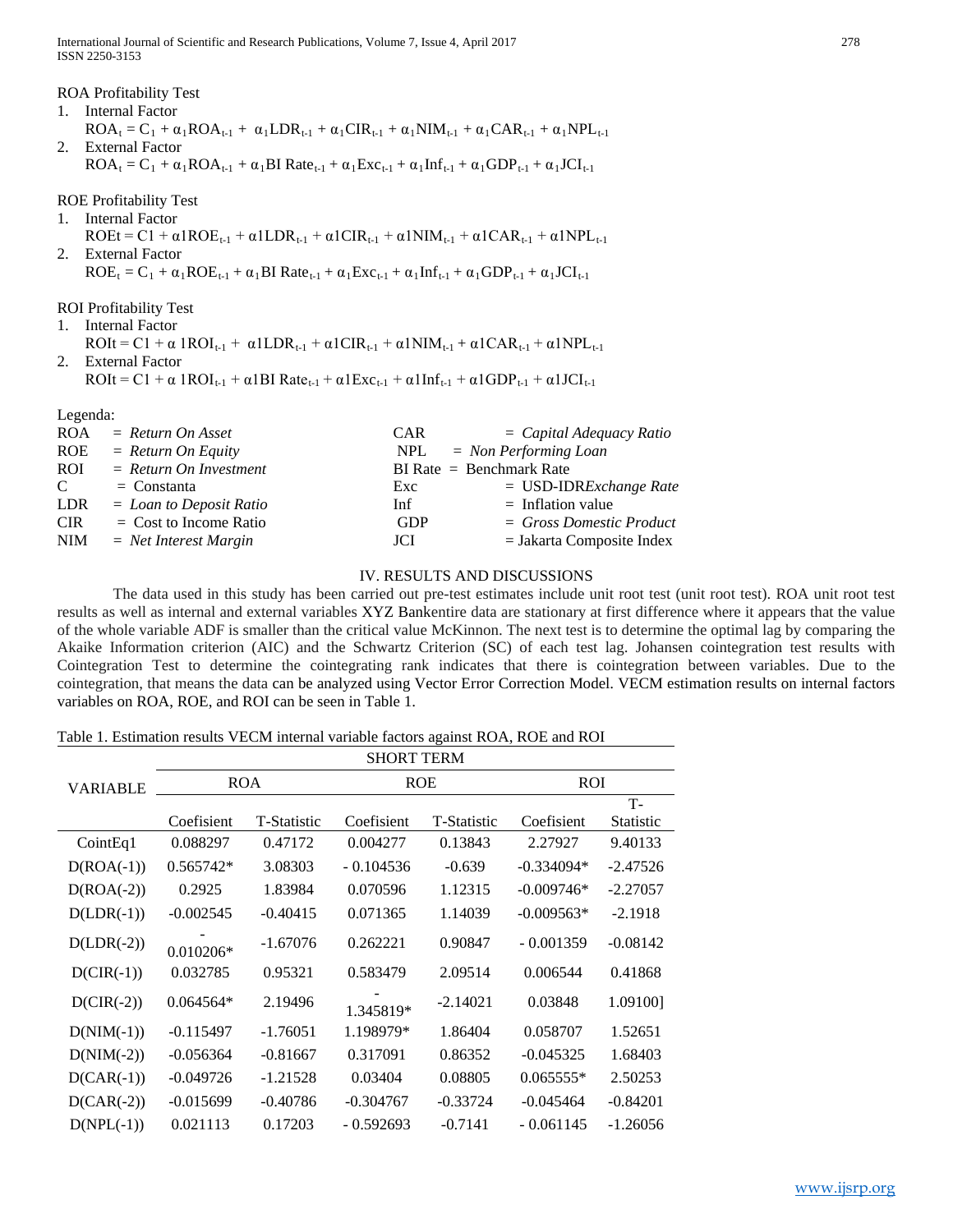ROA Profitability Test

1. Internal Factor
   $ROA_t = C_1 + \alpha_1 ROA_{t-1} + \alpha_1 LDR_{t-1} + \alpha_1 CIR_{t-1} + \alpha_1 NIM_{t-1} + \alpha_1 CAR_{t-1} + \alpha_1 NPL_{t-1}$
2. External Factor
   $ROA_t = C_1 + \alpha_1 ROA_{t-1} + \alpha_1 \text{BI Rate}_{t-1} + \alpha_1 Exc_{t-1} + \alpha_1 Inf_{t-1} + \alpha_1 GDP_{t-1} + \alpha_1 JCI_{t-1}$

ROE Profitability Test

1. Internal Factor
   $ROEt = C1 + \alpha 1ROE_{t-1} + \alpha 1LDR_{t-1} + \alpha 1CIR_{t-1} + \alpha 1NIM_{t-1} + \alpha 1CAR_{t-1} + \alpha 1NPL_{t-1}$
2. External Factor
   $ROE_t = C_1 + \alpha_1 ROE_{t-1} + \alpha_1 \text{BI Rate}_{t-1} + \alpha_1 Exc_{t-1} + \alpha_1 Inf_{t-1} + \alpha_1 GDP_{t-1} + \alpha_1 JCI_{t-1}$

ROI Profitability Test

1. Internal Factor
   $ROIt = C1 + \alpha\ 1ROI_{t-1} + \alpha 1LDR_{t-1} + \alpha 1CIR_{t-1} + \alpha 1NIM_{t-1} + \alpha 1CAR_{t-1} + \alpha 1NPL_{t-1}$
2. External Factor
   $ROIt = C1 + \alpha\ 1ROI_{t-1} + \alpha 1\text{BI Rate}_{t-1} + \alpha 1Exc_{t-1} + \alpha 1Inf_{t-1} + \alpha 1GDP_{t-1} + \alpha 1JCI_{t-1}$

Legenda:

| | | | |
|---|---|---|---|
| ROA | = *Return On Asset* | CAR | = *Capital Adequacy Ratio* |
| ROE | = *Return On Equity* | NPL | = *Non Performing Loan* |
| ROI | = *Return On Investment* | BI Rate | = Benchmark Rate |
| C | = Constanta | Exc | = USD-IDR*Exchange Rate* |
| LDR | = *Loan to Deposit Ratio* | Inf | = Inflation value |
| CIR | = Cost to Income Ratio | GDP | = *Gross Domestic Product* |
| NIM | = *Net Interest Margin* | JCI | = Jakarta Composite Index |

## IV. RESULTS AND DISCUSSIONS

The data used in this study has been carried out pre-test estimates include unit root test (unit root test). ROA unit root test results as well as internal and external variables XYZ Bankentire data are stationary at first difference where it appears that the value of the whole variable ADF is smaller than the critical value McKinnon. The next test is to determine the optimal lag by comparing the Akaike Information criterion (AIC) and the Schwartz Criterion (SC) of each test lag. Johansen cointegration test results with Cointegration Test to determine the cointegrating rank indicates that there is cointegration between variables. Due to the cointegration, that means the data can be analyzed using Vector Error Correction Model. VECM estimation results on internal factors variables on ROA, ROE, and ROI can be seen in Table 1.

Table 1. Estimation results VECM internal variable factors against ROA, ROE and ROI

| VARIABLE | SHORT TERM | | | | | |
|---|---|---|---|---|---|---|
| | ROA | | ROE | | ROI | |
| | Coefisient | T-Statistic | Coefisient | T-Statistic | Coefisient | T-Statistic |
| CointEq1 | 0.088297 | 0.47172 | 0.004277 | 0.13843 | 2.27927 | 9.40133 |
| D(ROA(-1)) | 0.565742* | 3.08303 | - 0.104536 | -0.639 | -0.334094* | -2.47526 |
| D(ROA(-2)) | 0.2925 | 1.83984 | 0.070596 | 1.12315 | -0.009746* | -2.27057 |
| D(LDR(-1)) | -0.002545 | -0.40415 | 0.071365 | 1.14039 | -0.009563* | -2.1918 |
| D(LDR(-2)) | - 0.010206* | -1.67076 | 0.262221 | 0.90847 | - 0.001359 | -0.08142 |
| D(CIR(-1)) | 0.032785 | 0.95321 | 0.583479 | 2.09514 | 0.006544 | 0.41868 |
| D(CIR(-2)) | 0.064564* | 2.19496 | - 1.345819* | -2.14021 | 0.03848 | 1.09100] |
| D(NIM(-1)) | -0.115497 | -1.76051 | 1.198979* | 1.86404 | 0.058707 | 1.52651 |
| D(NIM(-2)) | -0.056364 | -0.81667 | 0.317091 | 0.86352 | -0.045325 | 1.68403 |
| D(CAR(-1)) | -0.049726 | -1.21528 | 0.03404 | 0.08805 | 0.065555* | 2.50253 |
| D(CAR(-2)) | -0.015699 | -0.40786 | -0.304767 | -0.33724 | -0.045464 | -0.84201 |
| D(NPL(-1)) | 0.021113 | 0.17203 | - 0.592693 | -0.7141 | - 0.061145 | -1.26056 |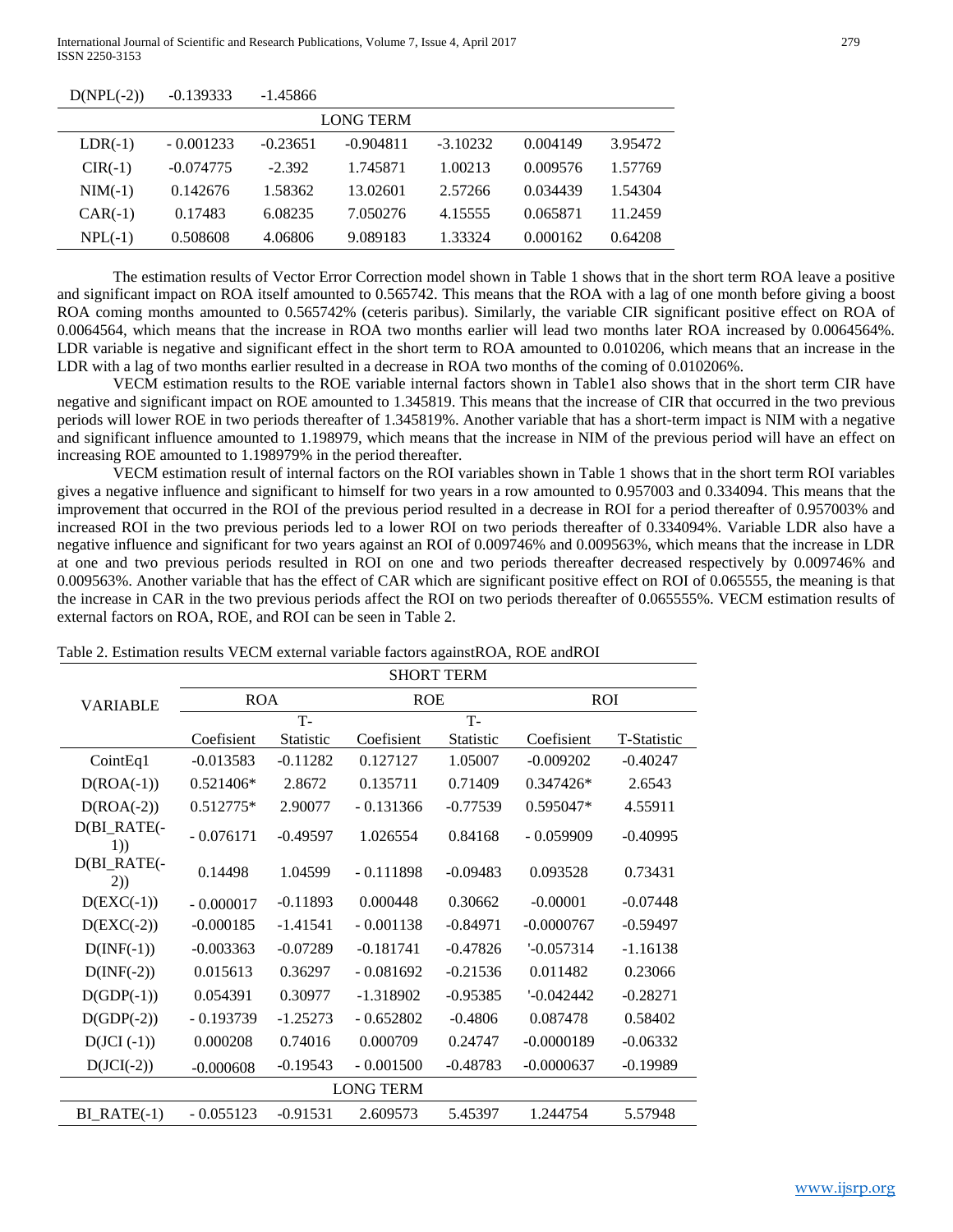| | | | | | | |
|---|---|---|---|---|---|---|
| D(NPL(-2)) | -0.139333 | -1.45866 | | | | |
| LONG TERM | | | | | | |
| LDR(-1) | - 0.001233 | -0.23651 | -0.904811 | -3.10232 | 0.004149 | 3.95472 |
| CIR(-1) | -0.074775 | -2.392 | 1.745871 | 1.00213 | 0.009576 | 1.57769 |
| NIM(-1) | 0.142676 | 1.58362 | 13.02601 | 2.57266 | 0.034439 | 1.54304 |
| CAR(-1) | 0.17483 | 6.08235 | 7.050276 | 4.15555 | 0.065871 | 11.2459 |
| NPL(-1) | 0.508608 | 4.06806 | 9.089183 | 1.33324 | 0.000162 | 0.64208 |

The estimation results of Vector Error Correction model shown in Table 1 shows that in the short term ROA leave a positive and significant impact on ROA itself amounted to 0.565742. This means that the ROA with a lag of one month before giving a boost ROA coming months amounted to 0.565742% (ceteris paribus). Similarly, the variable CIR significant positive effect on ROA of 0.0064564, which means that the increase in ROA two months earlier will lead two months later ROA increased by 0.0064564%. LDR variable is negative and significant effect in the short term to ROA amounted to 0.010206, which means that an increase in the LDR with a lag of two months earlier resulted in a decrease in ROA two months of the coming of 0.010206%.

VECM estimation results to the ROE variable internal factors shown in Table1 also shows that in the short term CIR have negative and significant impact on ROE amounted to 1.345819. This means that the increase of CIR that occurred in the two previous periods will lower ROE in two periods thereafter of 1.345819%. Another variable that has a short-term impact is NIM with a negative and significant influence amounted to 1.198979, which means that the increase in NIM of the previous period will have an effect on increasing ROE amounted to 1.198979% in the period thereafter.

VECM estimation result of internal factors on the ROI variables shown in Table 1 shows that in the short term ROI variables gives a negative influence and significant to himself for two years in a row amounted to 0.957003 and 0.334094. This means that the improvement that occurred in the ROI of the previous period resulted in a decrease in ROI for a period thereafter of 0.957003% and increased ROI in the two previous periods led to a lower ROI on two periods thereafter of 0.334094%. Variable LDR also have a negative influence and significant for two years against an ROI of 0.009746% and 0.009563%, which means that the increase in LDR at one and two previous periods resulted in ROI on one and two periods thereafter decreased respectively by 0.009746% and 0.009563%. Another variable that has the effect of CAR which are significant positive effect on ROI of 0.065555, the meaning is that the increase in CAR in the two previous periods affect the ROI on two periods thereafter of 0.065555%. VECM estimation results of external factors on ROA, ROE, and ROI can be seen in Table 2.

Table 2. Estimation results VECM external variable factors againstROA, ROE andROI

| VARIABLE | SHORT TERM | | | | | |
|---|---|---|---|---|---|---|
| | ROA | | ROE | | ROI | |
| | Coefisient | T-Statistic | Coefisient | T-Statistic | Coefisient | T-Statistic |
| CointEq1 | -0.013583 | -0.11282 | 0.127127 | 1.05007 | -0.009202 | -0.40247 |
| D(ROA(-1)) | 0.521406* | 2.8672 | 0.135711 | 0.71409 | 0.347426* | 2.6543 |
| D(ROA(-2)) | 0.512775* | 2.90077 | - 0.131366 | -0.77539 | 0.595047* | 4.55911 |
| D(BI_RATE(-1)) | - 0.076171 | -0.49597 | 1.026554 | 0.84168 | - 0.059909 | -0.40995 |
| D(BI_RATE(-2)) | 0.14498 | 1.04599 | - 0.111898 | -0.09483 | 0.093528 | 0.73431 |
| D(EXC(-1)) | - 0.000017 | -0.11893 | 0.000448 | 0.30662 | -0.00001 | -0.07448 |
| D(EXC(-2)) | -0.000185 | -1.41541 | - 0.001138 | -0.84971 | -0.0000767 | -0.59497 |
| D(INF(-1)) | -0.003363 | -0.07289 | -0.181741 | -0.47826 | '-0.057314 | -1.16138 |
| D(INF(-2)) | 0.015613 | 0.36297 | - 0.081692 | -0.21536 | 0.011482 | 0.23066 |
| D(GDP(-1)) | 0.054391 | 0.30977 | -1.318902 | -0.95385 | '-0.042442 | -0.28271 |
| D(GDP(-2)) | - 0.193739 | -1.25273 | - 0.652802 | -0.4806 | 0.087478 | 0.58402 |
| D(JCI (-1)) | 0.000208 | 0.74016 | 0.000709 | 0.24747 | -0.0000189 | -0.06332 |
| D(JCI(-2)) | -0.000608 | -0.19543 | - 0.001500 | -0.48783 | -0.0000637 | -0.19989 |
| LONG TERM | | | | | | |
| BI_RATE(-1) | - 0.055123 | -0.91531 | 2.609573 | 5.45397 | 1.244754 | 5.57948 |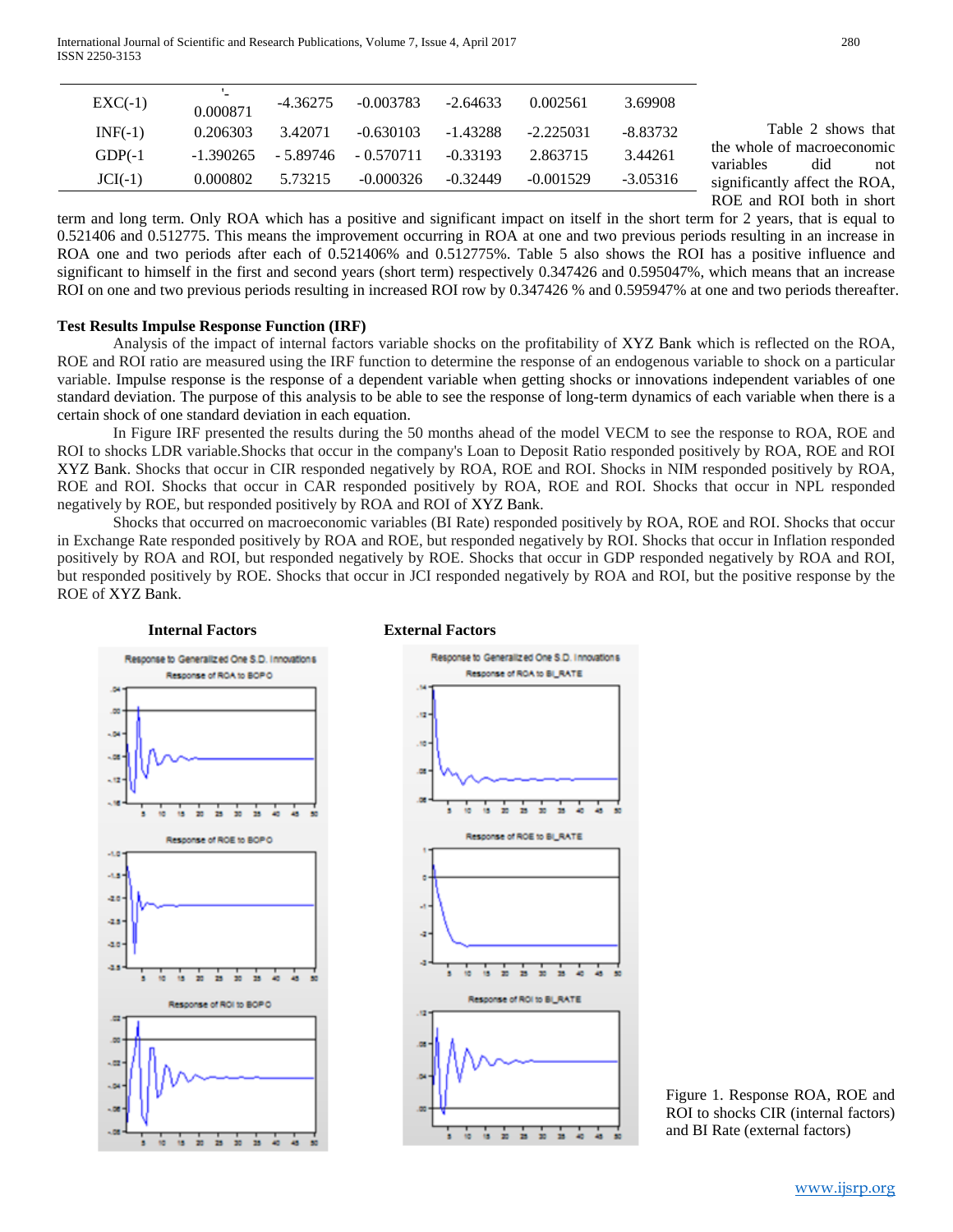| | | | | | | |
|---|---|---|---|---|---|---|
| EXC(-1) | '- 0.000871 | -4.36275 | -0.003783 | -2.64633 | 0.002561 | 3.69908 |
| INF(-1) | 0.206303 | 3.42071 | -0.630103 | -1.43288 | -2.225031 | -8.83732 |
| GDP(-1 | -1.390265 | - 5.89746 | - 0.570711 | -0.33193 | 2.863715 | 3.44261 |
| JCI(-1) | 0.000802 | 5.73215 | -0.000326 | -0.32449 | -0.001529 | -3.05316 |

Table 2 shows that the whole of macroeconomic variables did not significantly affect the ROA, ROE and ROI both in short term and long term. Only ROA which has a positive and significant impact on itself in the short term for 2 years, that is equal to 0.521406 and 0.512775. This means the improvement occurring in ROA at one and two previous periods resulting in an increase in ROA one and two periods after each of 0.521406% and 0.512775%. Table 5 also shows the ROI has a positive influence and significant to himself in the first and second years (short term) respectively 0.347426 and 0.595047%, which means that an increase ROI on one and two previous periods resulting in increased ROI row by 0.347426 % and 0.595947% at one and two periods thereafter.

**Test Results Impulse Response Function (IRF)**

Analysis of the impact of internal factors variable shocks on the profitability of XYZ Bank which is reflected on the ROA, ROE and ROI ratio are measured using the IRF function to determine the response of an endogenous variable to shock on a particular variable. Impulse response is the response of a dependent variable when getting shocks or innovations independent variables of one standard deviation. The purpose of this analysis to be able to see the response of long-term dynamics of each variable when there is a certain shock of one standard deviation in each equation.

In Figure IRF presented the results during the 50 months ahead of the model VECM to see the response to ROA, ROE and ROI to shocks LDR variable.Shocks that occur in the company's Loan to Deposit Ratio responded positively by ROA, ROE and ROI XYZ Bank. Shocks that occur in CIR responded negatively by ROA, ROE and ROI. Shocks in NIM responded positively by ROA, ROE and ROI. Shocks that occur in CAR responded positively by ROA, ROE and ROI. Shocks that occur in NPL responded negatively by ROE, but responded positively by ROA and ROI of XYZ Bank.

Shocks that occurred on macroeconomic variables (BI Rate) responded positively by ROA, ROE and ROI. Shocks that occur in Exchange Rate responded positively by ROA and ROE, but responded negatively by ROI. Shocks that occur in Inflation responded positively by ROA and ROI, but responded negatively by ROE. Shocks that occur in GDP responded negatively by ROA and ROI, but responded positively by ROE. Shocks that occur in JCI responded negatively by ROA and ROI, but the positive response by the ROE of XYZ Bank.

**Internal Factors** **External Factors**

Response to Generalized One S.D. Innovations

Response of ROA to BOPO

Response of ROE to BOPO

Response of ROI to BOPO

Response of ROA to BI_RATE

Response of ROE to BI_RATE

Response of ROI to BI_RATE

Figure 1. Response ROA, ROE and ROI to shocks CIR (internal factors) and BI Rate (external factors)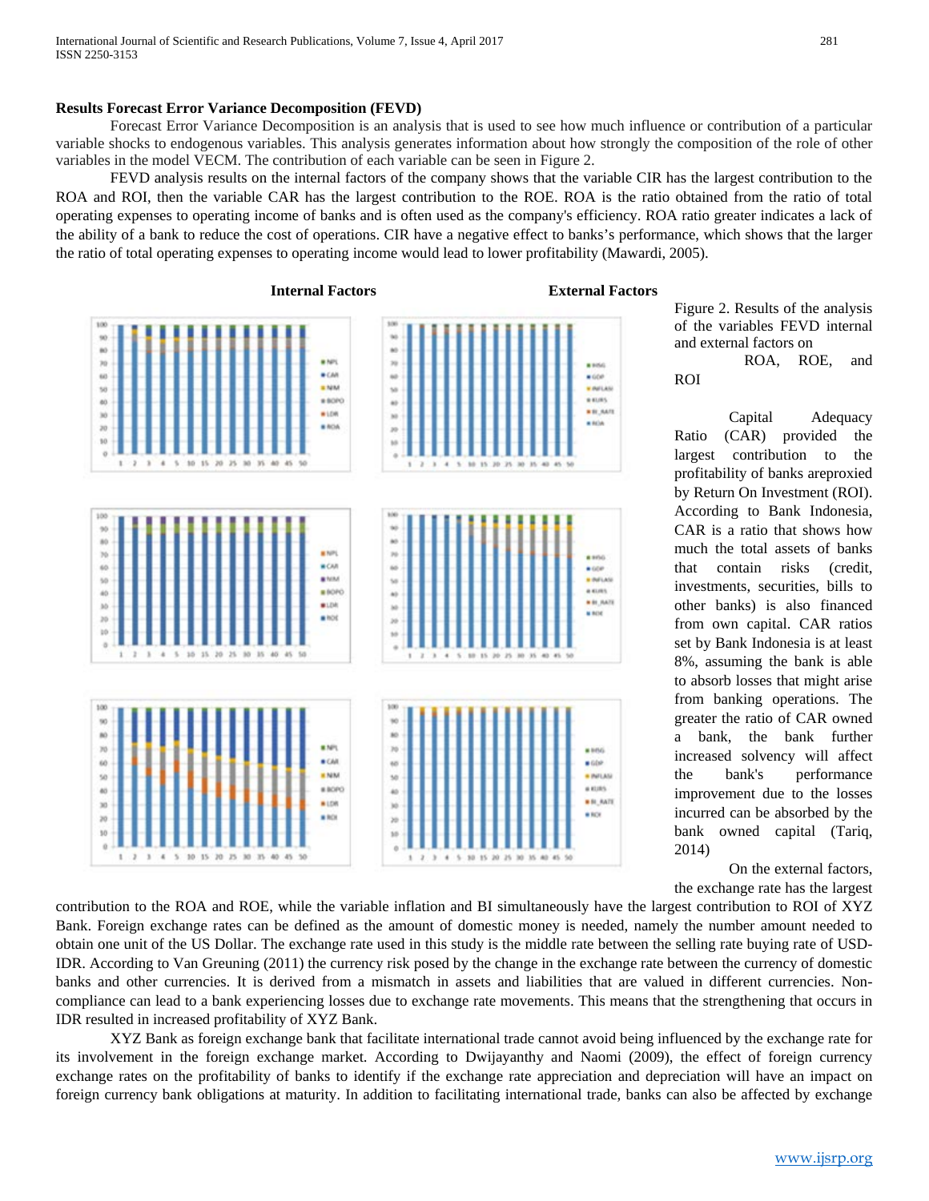### Results Forecast Error Variance Decomposition (FEVD)

Forecast Error Variance Decomposition is an analysis that is used to see how much influence or contribution of a particular variable shocks to endogenous variables. This analysis generates information about how strongly the composition of the role of other variables in the model VECM. The contribution of each variable can be seen in Figure 2.

FEVD analysis results on the internal factors of the company shows that the variable CIR has the largest contribution to the ROA and ROI, then the variable CAR has the largest contribution to the ROE. ROA is the ratio obtained from the ratio of total operating expenses to operating income of banks and is often used as the company's efficiency. ROA ratio greater indicates a lack of the ability of a bank to reduce the cost of operations. CIR have a negative effect to banks's performance, which shows that the larger the ratio of total operating expenses to operating income would lead to lower profitability (Mawardi, 2005).

Internal Factors

External Factors

Figure 2. Results of the analysis of the variables FEVD internal and external factors on ROA, ROE, and ROI

Capital Adequacy Ratio (CAR) provided the largest contribution to the profitability of banks areproxied by Return On Investment (ROI). According to Bank Indonesia, CAR is a ratio that shows how much the total assets of banks that contain risks (credit, investments, securities, bills to other banks) is also financed from own capital. CAR ratios set by Bank Indonesia is at least 8%, assuming the bank is able to absorb losses that might arise from banking operations. The greater the ratio of CAR owned a bank, the bank further increased solvency will affect the bank's performance improvement due to the losses incurred can be absorbed by the bank owned capital (Tariq, 2014)

On the external factors, the exchange rate has the largest contribution to the ROA and ROE, while the variable inflation and BI simultaneously have the largest contribution to ROI of XYZ Bank. Foreign exchange rates can be defined as the amount of domestic money is needed, namely the number amount needed to obtain one unit of the US Dollar. The exchange rate used in this study is the middle rate between the selling rate buying rate of USD-IDR. According to Van Greuning (2011) the currency risk posed by the change in the exchange rate between the currency of domestic banks and other currencies. It is derived from a mismatch in assets and liabilities that are valued in different currencies. Non-compliance can lead to a bank experiencing losses due to exchange rate movements. This means that the strengthening that occurs in IDR resulted in increased profitability of XYZ Bank.

XYZ Bank as foreign exchange bank that facilitate international trade cannot avoid being influenced by the exchange rate for its involvement in the foreign exchange market. According to Dwijayanthy and Naomi (2009), the effect of foreign currency exchange rates on the profitability of banks to identify if the exchange rate appreciation and depreciation will have an impact on foreign currency bank obligations at maturity. In addition to facilitating international trade, banks can also be affected by exchange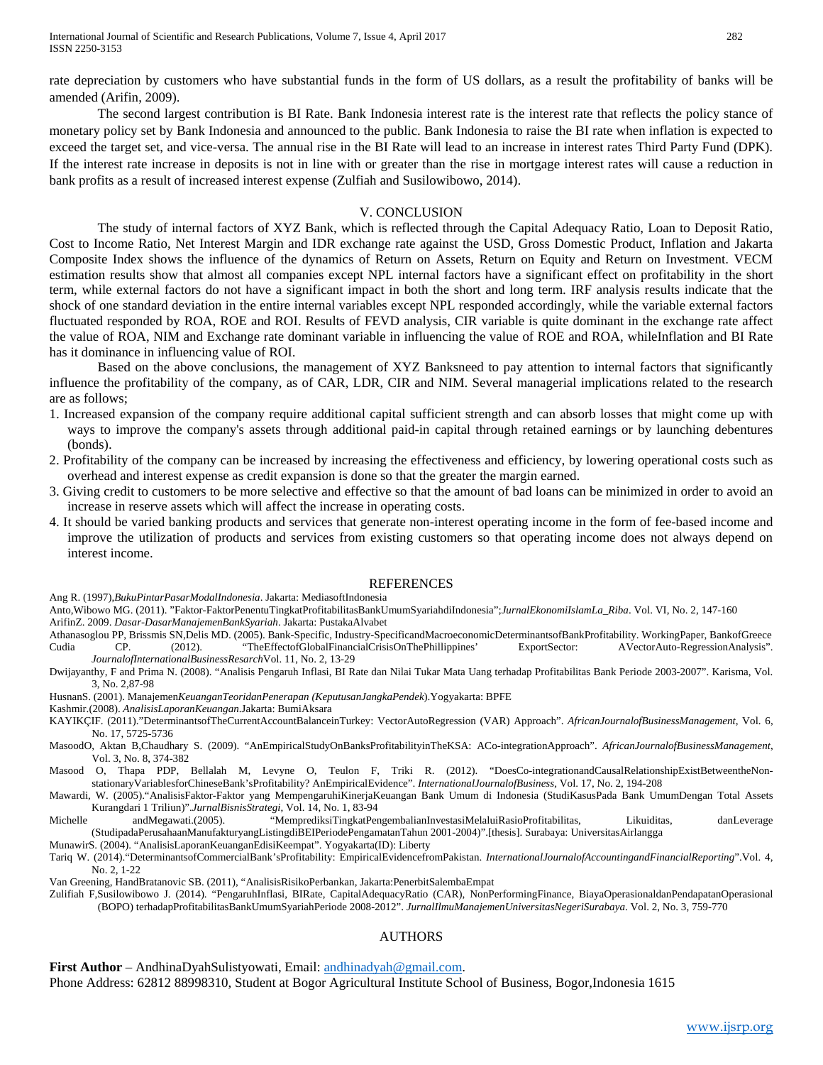rate depreciation by customers who have substantial funds in the form of US dollars, as a result the profitability of banks will be amended (Arifin, 2009).

The second largest contribution is BI Rate. Bank Indonesia interest rate is the interest rate that reflects the policy stance of monetary policy set by Bank Indonesia and announced to the public. Bank Indonesia to raise the BI rate when inflation is expected to exceed the target set, and vice-versa. The annual rise in the BI Rate will lead to an increase in interest rates Third Party Fund (DPK). If the interest rate increase in deposits is not in line with or greater than the rise in mortgage interest rates will cause a reduction in bank profits as a result of increased interest expense (Zulfiah and Susilowibowo, 2014).

## V. CONCLUSION

The study of internal factors of XYZ Bank, which is reflected through the Capital Adequacy Ratio, Loan to Deposit Ratio, Cost to Income Ratio, Net Interest Margin and IDR exchange rate against the USD, Gross Domestic Product, Inflation and Jakarta Composite Index shows the influence of the dynamics of Return on Assets, Return on Equity and Return on Investment. VECM estimation results show that almost all companies except NPL internal factors have a significant effect on profitability in the short term, while external factors do not have a significant impact in both the short and long term. IRF analysis results indicate that the shock of one standard deviation in the entire internal variables except NPL responded accordingly, while the variable external factors fluctuated responded by ROA, ROE and ROI. Results of FEVD analysis, CIR variable is quite dominant in the exchange rate affect the value of ROA, NIM and Exchange rate dominant variable in influencing the value of ROE and ROA, whileInflation and BI Rate has it dominance in influencing value of ROI.

Based on the above conclusions, the management of XYZ Banksneed to pay attention to internal factors that significantly influence the profitability of the company, as of CAR, LDR, CIR and NIM. Several managerial implications related to the research are as follows;

1. Increased expansion of the company require additional capital sufficient strength and can absorb losses that might come up with ways to improve the company's assets through additional paid-in capital through retained earnings or by launching debentures (bonds).
2. Profitability of the company can be increased by increasing the effectiveness and efficiency, by lowering operational costs such as overhead and interest expense as credit expansion is done so that the greater the margin earned.
3. Giving credit to customers to be more selective and effective so that the amount of bad loans can be minimized in order to avoid an increase in reserve assets which will affect the increase in operating costs.
4. It should be varied banking products and services that generate non-interest operating income in the form of fee-based income and improve the utilization of products and services from existing customers so that operating income does not always depend on interest income.

## REFERENCES

Ang R. (1997),*BukuPintarPasarModalIndonesia*. Jakarta: MediasoftIndonesia

Anto,Wibowo MG. (2011). "Faktor-FaktorPenentuTingkatProfitabilitasBankUmumSyariahdiIndonesia";*JurnalEkonomiIslamLa_Riba*. Vol. VI, No. 2, 147-160

ArifinZ. 2009. *Dasar-DasarManajemenBankSyariah*. Jakarta: PustakaAlvabet

Athanasoglou PP, Brissmis SN,Delis MD. (2005). Bank-Specific, Industry-SpecificandMacroeconomicDeterminantsofBankProfitability. WorkingPaper, BankofGreece

Cudia CP. (2012). "TheEffectofGlobalFinancialCrisisOnThePhillippines' ExportSector: AVectorAuto-RegressionAnalysis". *JournalofInternationalBusinessResarch*Vol. 11, No. 2, 13-29

Dwijayanthy, F and Prima N. (2008). "Analisis Pengaruh Inflasi, BI Rate dan Nilai Tukar Mata Uang terhadap Profitabilitas Bank Periode 2003-2007". Karisma, Vol. 3, No. 2,87-98

HusnanS. (2001). Manajemen*KeuanganTeoridanPenerapan (KeputusanJangkaPendek)*.Yogyakarta: BPFE

Kashmir.(2008). *AnalisisLaporanKeuangan*.Jakarta: BumiAksara

KAYIKÇIF. (2011)."DeterminantsofTheCurrentAccountBalanceinTurkey: VectorAutoRegression (VAR) Approach". *AfricanJournalofBusinessManagement*, Vol. 6, No. 17, 5725-5736

MasoodO, Aktan B,Chaudhary S. (2009). "AnEmpiricalStudyOnBanksProfitabilityinTheKSA: ACo-integrationApproach". *AfricanJournalofBusinessManagement*, Vol. 3, No. 8, 374-382

Masood O, Thapa PDP, Bellalah M, Levyne O, Teulon F, Triki R. (2012). "DoesCo-integrationandCausalRelationshipExistBetweentheNon-stationaryVariablesforChineseBank'sProfitability? AnEmpiricalEvidence". *InternationalJournalofBusiness*, Vol. 17, No. 2, 194-208

Mawardi, W. (2005)."AnalisisFaktor-Faktor yang MempengaruhiKinerjaKeuangan Bank Umum di Indonesia (StudiKasusPada Bank UmumDengan Total Assets Kurangdari 1 Triliun)".*JurnalBisnisStrategi*, Vol. 14, No. 1, 83-94

Michelle andMegawati.(2005). "MemprediksiTingkatPengembalianInvestasiMelaluiRasioProfitabilitas, Likuiditas, danLeverage (StudipadaPerusahaanManufakturyangListingdiBEIPeriodePengamatanTahun 2001-2004)".[thesis]. Surabaya: UniversitasAirlangga

MunawirS. (2004). "AnalisisLaporanKeuanganEdisiKeempat". Yogyakarta(ID): Liberty

Tariq W. (2014)."DeterminantsofCommercialBank'sProfitability: EmpiricalEvidencefromPakistan. *InternationalJournalofAccountingandFinancialReporting*".Vol. 4, No. 2, 1-22

Van Greening, HandBratanovic SB. (2011), "AnalisisRisikoPerbankan, Jakarta:PenerbitSalembaEmpat

Zulifiah F,Susilowibowo J. (2014). "PengaruhInflasi, BIRate, CapitalAdequacyRatio (CAR), NonPerformingFinance, BiayaOperasionaldanPendapatanOperasional (BOPO) terhadapProfitabilitasBankUmumSyariahPeriode 2008-2012". *JurnalIlmuManajemenUniversitasNegeriSurabaya*. Vol. 2, No. 3, 759-770

## AUTHORS

**First Author** – AndhinaDyahSulistyowati, Email: andhinadyah@gmail.com.
Phone Address: 62812 88998310, Student at Bogor Agricultural Institute School of Business, Bogor,Indonesia 1615